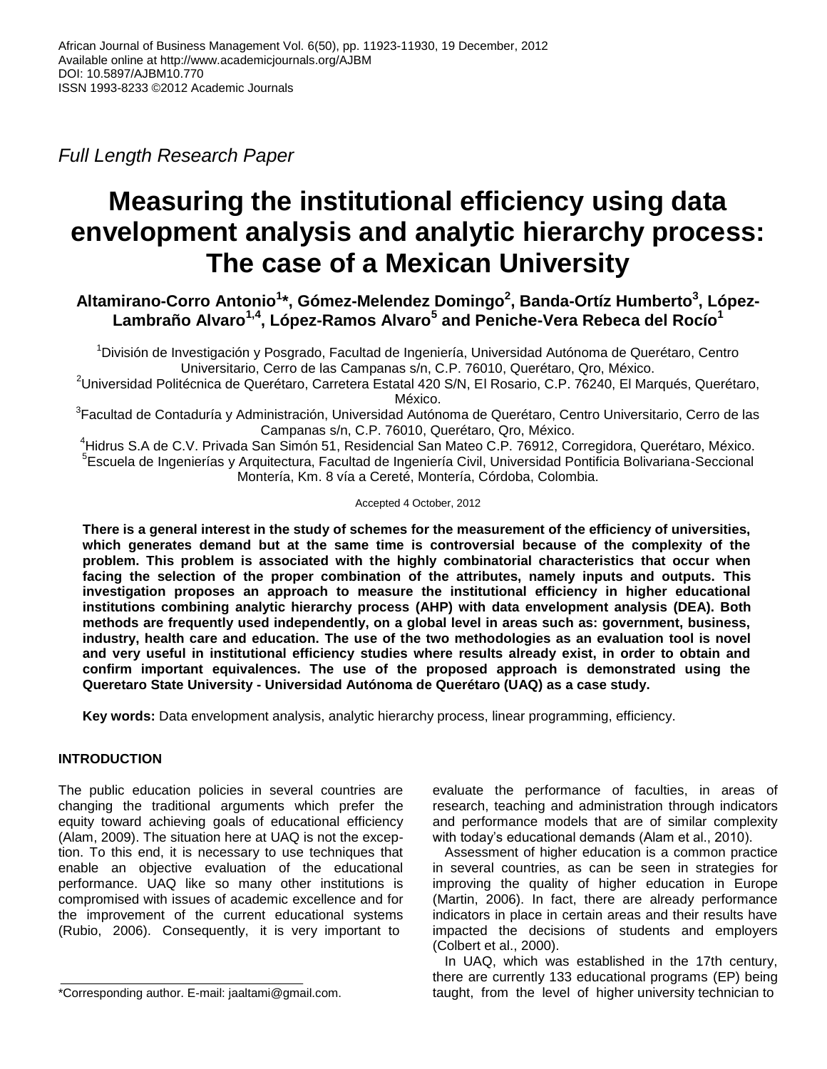African Journal of Business Management Vol. 6(50), pp. 11923-11930, 19 December, 2012
Available online at http://www.academicjournals.org/AJBM
DOI: 10.5897/AJBM10.770
ISSN 1993-8233 ©2012 Academic Journals

*Full Length Research Paper*

# Measuring the institutional efficiency using data envelopment analysis and analytic hierarchy process: The case of a Mexican University

**Altamirano-Corro Antonio[1]*, Gómez-Melendez Domingo[2], Banda-Ortíz Humberto[3], López-Lambraño Alvaro[1,4], López-Ramos Alvaro[5] and Peniche-Vera Rebeca del Rocío[1]**

[1]División de Investigación y Posgrado, Facultad de Ingeniería, Universidad Autónoma de Querétaro, Centro Universitario, Cerro de las Campanas s/n, C.P. 76010, Querétaro, Qro, México.
[2]Universidad Politécnica de Querétaro, Carretera Estatal 420 S/N, El Rosario, C.P. 76240, El Marqués, Querétaro, México.
[3]Facultad de Contaduría y Administración, Universidad Autónoma de Querétaro, Centro Universitario, Cerro de las Campanas s/n, C.P. 76010, Querétaro, Qro, México.
[4]Hidrus S.A de C.V. Privada San Simón 51, Residencial San Mateo C.P. 76912, Corregidora, Querétaro, México.
[5]Escuela de Ingenierías y Arquitectura, Facultad de Ingeniería Civil, Universidad Pontificia Bolivariana-Seccional Montería, Km. 8 vía a Cereté, Montería, Córdoba, Colombia.

Accepted 4 October, 2012

**There is a general interest in the study of schemes for the measurement of the efficiency of universities, which generates demand but at the same time is controversial because of the complexity of the problem. This problem is associated with the highly combinatorial characteristics that occur when facing the selection of the proper combination of the attributes, namely inputs and outputs. This investigation proposes an approach to measure the institutional efficiency in higher educational institutions combining analytic hierarchy process (AHP) with data envelopment analysis (DEA). Both methods are frequently used independently, on a global level in areas such as: government, business, industry, health care and education. The use of the two methodologies as an evaluation tool is novel and very useful in institutional efficiency studies where results already exist, in order to obtain and confirm important equivalences. The use of the proposed approach is demonstrated using the Queretaro State University - Universidad Autónoma de Querétaro (UAQ) as a case study.**

**Key words:** Data envelopment analysis, analytic hierarchy process, linear programming, efficiency.

## INTRODUCTION

The public education policies in several countries are changing the traditional arguments which prefer the equity toward achieving goals of educational efficiency (Alam, 2009). The situation here at UAQ is not the exception. To this end, it is necessary to use techniques that enable an objective evaluation of the educational performance. UAQ like so many other institutions is compromised with issues of academic excellence and for the improvement of the current educational systems (Rubio, 2006). Consequently, it is very important to evaluate the performance of faculties, in areas of research, teaching and administration through indicators and performance models that are of similar complexity with today's educational demands (Alam et al., 2010).

Assessment of higher education is a common practice in several countries, as can be seen in strategies for improving the quality of higher education in Europe (Martin, 2006). In fact, there are already performance indicators in place in certain areas and their results have impacted the decisions of students and employers (Colbert et al., 2000).

In UAQ, which was established in the 17th century, there are currently 133 educational programs (EP) being taught, from the level of higher university technician to

*Corresponding author. E-mail: jaaltami@gmail.com.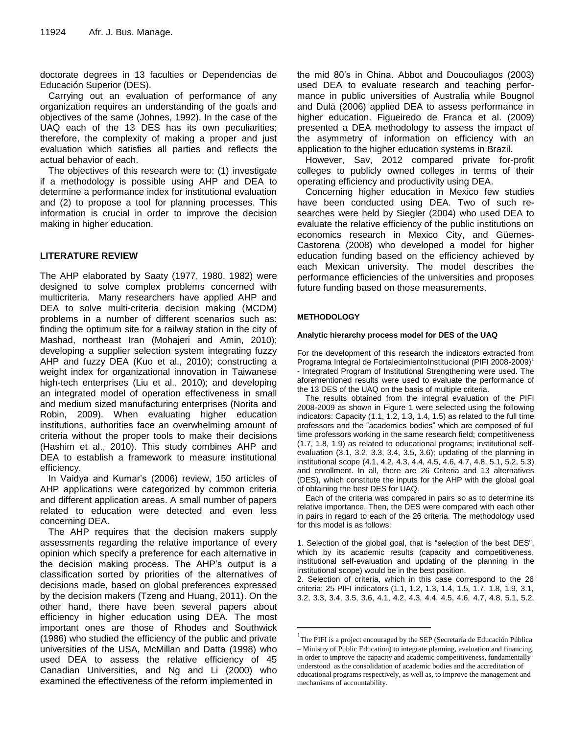doctorate degrees in 13 faculties or Dependencias de Educación Superior (DES).

Carrying out an evaluation of performance of any organization requires an understanding of the goals and objectives of the same (Johnes, 1992). In the case of the UAQ each of the 13 DES has its own peculiarities; therefore, the complexity of making a proper and just evaluation which satisfies all parties and reflects the actual behavior of each.

The objectives of this research were to: (1) investigate if a methodology is possible using AHP and DEA to determine a performance index for institutional evaluation and (2) to propose a tool for planning processes. This information is crucial in order to improve the decision making in higher education.

## LITERATURE REVIEW

The AHP elaborated by Saaty (1977, 1980, 1982) were designed to solve complex problems concerned with multicriteria. Many researchers have applied AHP and DEA to solve multi-criteria decision making (MCDM) problems in a number of different scenarios such as: finding the optimum site for a railway station in the city of Mashad, northeast Iran (Mohajeri and Amin, 2010); developing a supplier selection system integrating fuzzy AHP and fuzzy DEA (Kuo et al., 2010); constructing a weight index for organizational innovation in Taiwanese high-tech enterprises (Liu et al., 2010); and developing an integrated model of operation effectiveness in small and medium sized manufacturing enterprises (Norita and Robin, 2009). When evaluating higher education institutions, authorities face an overwhelming amount of criteria without the proper tools to make their decisions (Hashim et al., 2010). This study combines AHP and DEA to establish a framework to measure institutional efficiency.

In Vaidya and Kumar's (2006) review, 150 articles of AHP applications were categorized by common criteria and different application areas. A small number of papers related to education were detected and even less concerning DEA.

The AHP requires that the decision makers supply assessments regarding the relative importance of every opinion which specify a preference for each alternative in the decision making process. The AHP's output is a classification sorted by priorities of the alternatives of decisions made, based on global preferences expressed by the decision makers (Tzeng and Huang, 2011). On the other hand, there have been several papers about efficiency in higher education using DEA. The most important ones are those of Rhodes and Southwick (1986) who studied the efficiency of the public and private universities of the USA, McMillan and Datta (1998) who used DEA to assess the relative efficiency of 45 Canadian Universities, and Ng and Li (2000) who examined the effectiveness of the reform implemented in the mid 80's in China. Abbot and Doucouliagos (2003) used DEA to evaluate research and teaching performance in public universities of Australia while Bougnol and Dulá (2006) applied DEA to assess performance in higher education. Figueiredo de Franca et al. (2009) presented a DEA methodology to assess the impact of the asymmetry of information on efficiency with an application to the higher education systems in Brazil.

However, Sav, 2012 compared private for-profit colleges to publicly owned colleges in terms of their operating efficiency and productivity using DEA.

Concerning higher education in Mexico few studies have been conducted using DEA. Two of such researches were held by Siegler (2004) who used DEA to evaluate the relative efficiency of the public institutions on economics research in Mexico City, and Güemes-Castorena (2008) who developed a model for higher education funding based on the efficiency achieved by each Mexican university. The model describes the performance efficiencies of the universities and proposes future funding based on those measurements.

## METHODOLOGY

### Analytic hierarchy process model for DES of the UAQ

For the development of this research the indicators extracted from Programa Integral de FortalecimientoInstitucional (PIFI 2008-2009)[1] - Integrated Program of Institutional Strengthening were used. The aforementioned results were used to evaluate the performance of the 13 DES of the UAQ on the basis of multiple criteria.

The results obtained from the integral evaluation of the PIFI 2008-2009 as shown in Figure 1 were selected using the following indicators: Capacity (1.1, 1.2, 1.3, 1.4, 1.5) as related to the full time professors and the "academics bodies" which are composed of full time professors working in the same research field; competitiveness (1.7, 1.8, 1.9) as related to educational programs; institutional self-evaluation (3.1, 3.2, 3.3, 3.4, 3.5, 3.6); updating of the planning in institutional scope (4.1, 4.2, 4.3, 4.4, 4.5, 4.6, 4.7, 4.8, 5.1, 5.2, 5.3) and enrollment. In all, there are 26 Criteria and 13 alternatives (DES), which constitute the inputs for the AHP with the global goal of obtaining the best DES for UAQ.

Each of the criteria was compared in pairs so as to determine its relative importance. Then, the DES were compared with each other in pairs in regard to each of the 26 criteria. The methodology used for this model is as follows:

1. Selection of the global goal, that is "selection of the best DES", which by its academic results (capacity and competitiveness, institutional self-evaluation and updating of the planning in the institutional scope) would be in the best position.
2. Selection of criteria, which in this case correspond to the 26 criteria; 25 PIFI indicators (1.1, 1.2, 1.3, 1.4, 1.5, 1.7, 1.8, 1.9, 3.1, 3.2, 3.3, 3.4, 3.5, 3.6, 4.1, 4.2, 4.3, 4.4, 4.5, 4.6, 4.7, 4.8, 5.1, 5.2,

[1] The PIFI is a project encouraged by the SEP (Secretaría de Educación Pública – Ministry of Public Education) to integrate planning, evaluation and financing in order to improve the capacity and academic competitiveness, fundamentally understood as the consolidation of academic bodies and the accreditation of educational programs respectively, as well as, to improve the management and mechanisms of accountability.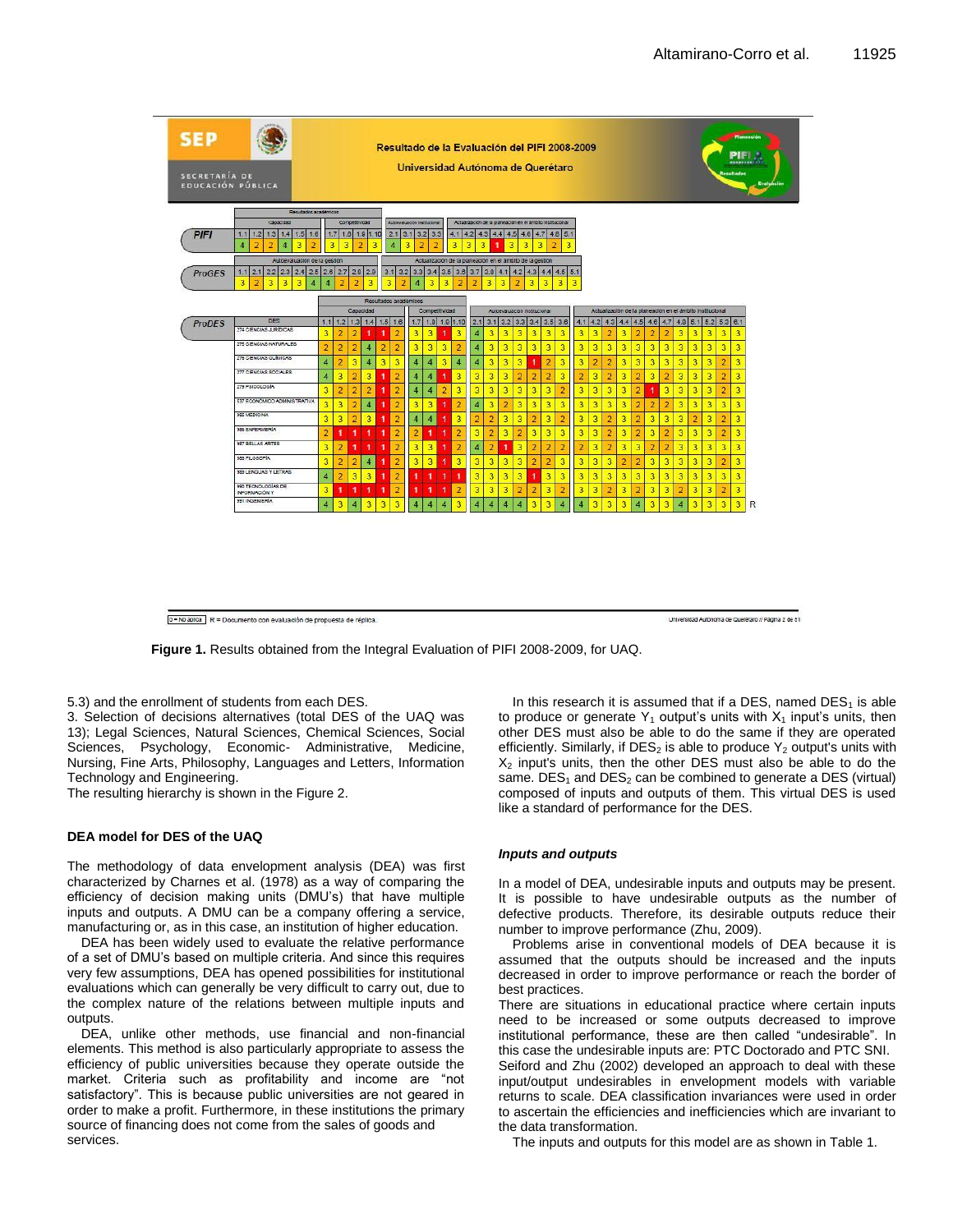| | Resultados académicos | | | | | | | | | | | | | | | | | | | | | | | | | | | |
|---|---|---|---|---|---|---|---|---|---|---|---|---|---|---|---|---|---|---|---|---|---|---|---|---|---|---|---|---|
| | Capacidad | | | | | | Competitividad | | | | Autoevaluación institucional | | | | Actualización de la planeación en el ámbito institucional | | | | | | | | | | | | | |
| **PIFI** | 1.1 | 1.2 | 1.3 | 1.4 | 1.5 | 1.6 | 1.7 | 1.8 | 1.9 | 1.10 | 2.1 | 3.1 | 3.2 | 3.3 | 4.1 | 4.2 | 4.3 | 4.4 | 4.5 | 4.6 | 4.7 | 4.8 | 5.1 | | | | | |
| | 4 | 2 | 2 | 4 | 3 | 2 | 3 | 3 | 2 | 3 | 4 | 3 | 2 | 2 | 3 | 3 | 3 | 1 | 3 | 3 | 3 | 2 | 3 | | | | | |

| | Autoevaluación de la gestión | | | | | | | | | | Actualización de la planeación en el ámbito de la gestión | | | | | | | | | | | | | | | |
|---|---|---|---|---|---|---|---|---|---|---|---|---|---|---|---|---|---|---|---|---|---|---|---|---|---|---|
| **ProGES** | 1.1 | 2.1 | 2.2 | 2.3 | 2.4 | 2.5 | 2.6 | 2.7 | 2.8 | 2.9 | 3.1 | 3.2 | 3.3 | 3.4 | 3.5 | 3.6 | 3.7 | 3.8 | 4.1 | 4.2 | 4.3 | 4.4 | 4.5 | 5.1 | | |
| | 3 | 2 | 3 | 3 | 3 | 4 | 4 | 2 | 2 | 3 | 3 | 2 | 4 | 3 | 3 | 2 | 2 | 3 | 3 | 2 | 3 | 3 | 3 | 3 | | |

| **ProDES** | Capacidad | | | | | | Competitividad | | | | Autoevaluación institucional | | | | | | | | Actualización de la planeación en el ámbito institucional | | | | | | | | | | | | | |
|---|---|---|---|---|---|---|---|---|---|---|---|---|---|---|---|---|---|---|---|---|---|---|---|---|---|---|---|---|---|---|---|---|
| DES | 1.1 | 1.2 | 1.3 | 1.4 | 1.5 | 1.6 | 1.7 | 1.8 | 1.9 | 1.10 | 2.1 | 3.1 | 3.2 | 3.3 | 3.4 | 3.5 | 3.6 | | 4.1 | 4.2 | 4.3 | 4.4 | 4.5 | 4.6 | 4.7 | 4.8 | 5.1 | 5.2 | 5.3 | 6.1 | | |
| 274 CIENCIAS JURÍDICAS | 3 | 2 | 2 | 1 | 1 | 2 | 3 | 3 | 1 | 3 | 4 | 3 | 3 | 3 | 3 | 3 | 3 | | 3 | 3 | 2 | 3 | 2 | 2 | 2 | 3 | 3 | 3 | 3 | 3 | | |
| 275 CIENCIAS NATURALES | 2 | 2 | 2 | 4 | 2 | 2 | 3 | 3 | 3 | 2 | 4 | 3 | 3 | 3 | 3 | 3 | 3 | | 3 | 3 | 3 | 3 | 3 | 3 | 3 | 3 | 3 | 3 | 3 | 3 | | |
| 276 CIENCIAS QUÍMICAS | 4 | 2 | 3 | 4 | 3 | 3 | 4 | 4 | 3 | 4 | 4 | 3 | 3 | 3 | 1 | 2 | 3 | | 3 | 2 | 2 | 3 | 3 | 3 | 3 | 3 | 3 | 3 | 2 | 3 | | |
| 277 CIENCIAS SOCIALES | 4 | 3 | 2 | 3 | 1 | 2 | 4 | 4 | 1 | 3 | 3 | 3 | 3 | 2 | 2 | 2 | 3 | | 2 | 3 | 2 | 3 | 2 | 3 | 2 | 3 | 3 | 3 | 2 | 3 | | |
| 279 PSICOLOGÍA | 3 | 2 | 2 | 2 | 1 | 2 | 4 | 4 | 2 | 3 | 3 | 3 | 3 | 3 | 3 | 3 | 2 | | 3 | 3 | 3 | 3 | 2 | 1 | 3 | 3 | 3 | 3 | 2 | 3 | | |
| 737 ECONÓMICO ADMINISTRATIVA | 3 | 3 | 2 | 4 | 1 | 2 | 3 | 3 | 1 | 2 | 4 | 3 | 2 | 3 | 3 | 3 | 3 | | 3 | 3 | 3 | 3 | 2 | 2 | 2 | 3 | 3 | 3 | 3 | 3 | | |
| 965 MEDICINA | 3 | 3 | 2 | 3 | 1 | 2 | 4 | 4 | 1 | 3 | 2 | 2 | 3 | 3 | 2 | 3 | 2 | | 3 | 3 | 2 | 3 | 2 | 3 | 3 | 3 | 2 | 3 | 2 | 3 | | |
| 966 ENFERMERÍA | 2 | 1 | 1 | 1 | 1 | 2 | 2 | 1 | 1 | 2 | 3 | 2 | 3 | 2 | 3 | 3 | 3 | | 3 | 3 | 2 | 3 | 2 | 3 | 2 | 3 | 3 | 3 | 2 | 3 | | |
| 967 BELLAS ARTES | 3 | 2 | 1 | 1 | 1 | 2 | 3 | 3 | 1 | 2 | 4 | 2 | 1 | 3 | 2 | 2 | 2 | | 2 | 3 | 2 | 3 | 3 | 2 | 2 | 3 | 3 | 3 | 3 | 3 | | |
| 968 FILOSOFÍA | 3 | 2 | 2 | 4 | 1 | 2 | 3 | 3 | 1 | 3 | 3 | 3 | 3 | 3 | 2 | 2 | 3 | | 3 | 3 | 3 | 2 | 2 | 3 | 3 | 3 | 3 | 3 | 2 | 3 | | |
| 969 LENGUAS Y LETRAS | 4 | 2 | 3 | 3 | 1 | 2 | 1 | 1 | 1 | 1 | 3 | 3 | 3 | 3 | 1 | 3 | 3 | | 3 | 3 | 3 | 3 | 3 | 3 | 3 | 3 | 3 | 3 | 3 | 3 | | |
| 970 TECNOLOGÍAS DE INFORMACIÓN Y | 3 | 1 | 1 | 1 | 1 | 2 | 1 | 1 | 1 | 2 | 3 | 3 | 3 | 2 | 2 | 3 | 2 | | 3 | 3 | 2 | 3 | 2 | 3 | 3 | 2 | 3 | 3 | 2 | 3 | | |
| 971 INGENIERÍA | 4 | 3 | 4 | 3 | 3 | 3 | 4 | 4 | 4 | 3 | 4 | 4 | 4 | 4 | 3 | 3 | 4 | | 4 | 3 | 3 | 3 | 4 | 3 | 3 | 4 | 3 | 3 | 3 | 3 | R | |

0 = No aplica | R = Documento con evaluación de propuesta de réplica.

**Figure 1.** Results obtained from the Integral Evaluation of PIFI 2008-2009, for UAQ.

5.3) and the enrollment of students from each DES.
3. Selection of decisions alternatives (total DES of the UAQ was 13); Legal Sciences, Natural Sciences, Chemical Sciences, Social Sciences, Psychology, Economic- Administrative, Medicine, Nursing, Fine Arts, Philosophy, Languages and Letters, Information Technology and Engineering.
The resulting hierarchy is shown in the Figure 2.

## DEA model for DES of the UAQ

The methodology of data envelopment analysis (DEA) was first characterized by Charnes et al. (1978) as a way of comparing the efficiency of decision making units (DMU's) that have multiple inputs and outputs. A DMU can be a company offering a service, manufacturing or, as in this case, an institution of higher education.

DEA has been widely used to evaluate the relative performance of a set of DMU's based on multiple criteria. And since this requires very few assumptions, DEA has opened possibilities for institutional evaluations which can generally be very difficult to carry out, due to the complex nature of the relations between multiple inputs and outputs.

DEA, unlike other methods, use financial and non-financial elements. This method is also particularly appropriate to assess the efficiency of public universities because they operate outside the market. Criteria such as profitability and income are "not satisfactory". This is because public universities are not geared in order to make a profit. Furthermore, in these institutions the primary source of financing does not come from the sales of goods and services.

In this research it is assumed that if a DES, named $DES_1$ is able to produce or generate $Y_1$ output's units with $X_1$ input's units, then other DES must also be able to do the same if they are operated efficiently. Similarly, if $DES_2$ is able to produce $Y_2$ output's units with $X_2$ input's units, then the other DES must also be able to do the same. $DES_1$ and $DES_2$ can be combined to generate a DES (virtual) composed of inputs and outputs of them. This virtual DES is used like a standard of performance for the DES.

### *Inputs and outputs*

In a model of DEA, undesirable inputs and outputs may be present. It is possible to have undesirable outputs as the number of defective products. Therefore, its desirable outputs reduce their number to improve performance (Zhu, 2009).

Problems arise in conventional models of DEA because it is assumed that the outputs should be increased and the inputs decreased in order to improve performance or reach the border of best practices.

There are situations in educational practice where certain inputs need to be increased or some outputs decreased to improve institutional performance, these are then called "undesirable". In this case the undesirable inputs are: PTC Doctorado and PTC SNI.

Seiford and Zhu (2002) developed an approach to deal with these input/output undesirables in envelopment models with variable returns to scale. DEA classification invariances were used in order to ascertain the efficiencies and inefficiencies which are invariant to the data transformation.

The inputs and outputs for this model are as shown in Table 1.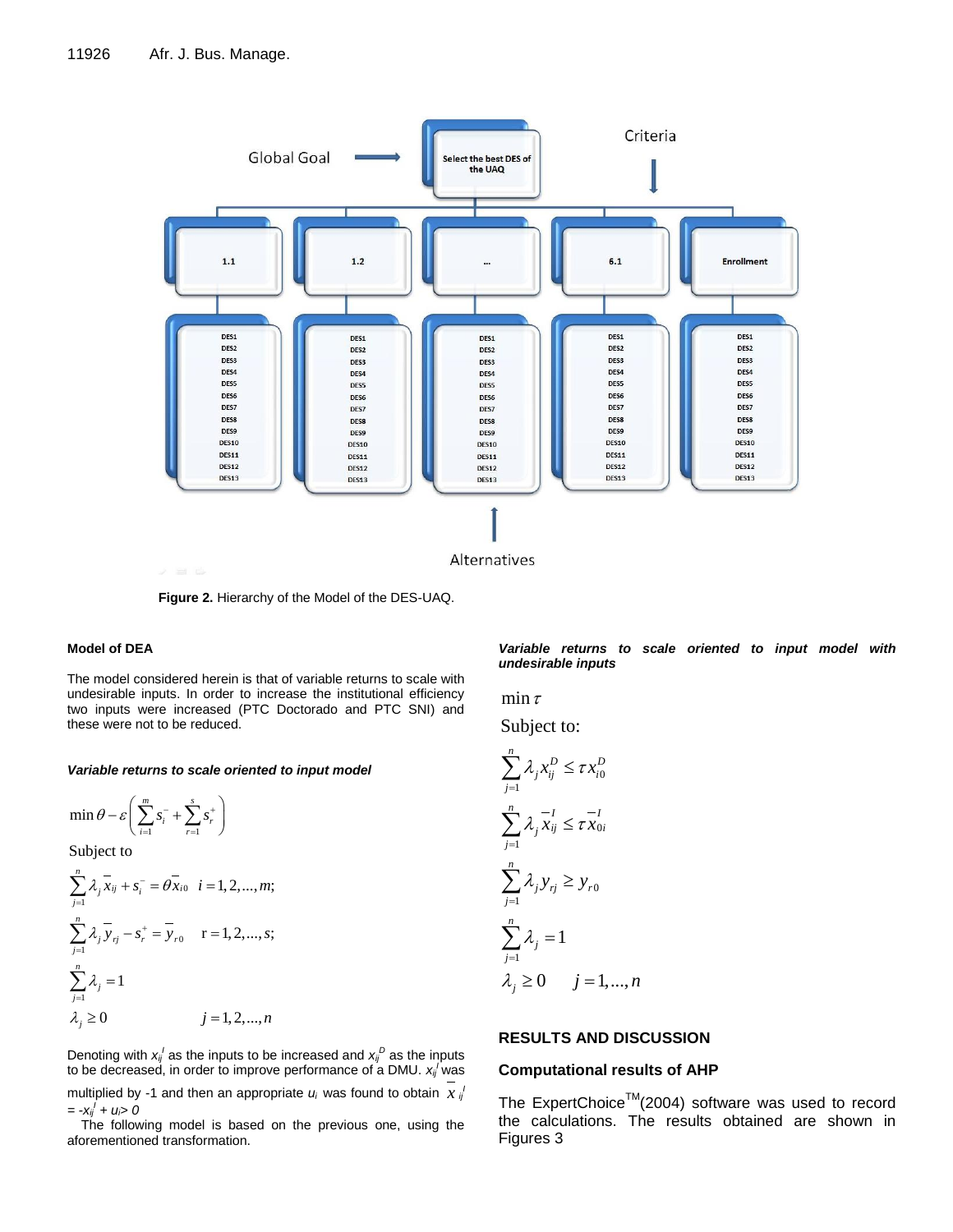Figure 2. Hierarchy of the Model of the DES-UAQ.

### Model of DEA

The model considered herein is that of variable returns to scale with undesirable inputs. In order to increase the institutional efficiency two inputs were increased (PTC Doctorado and PTC SNI) and these were not to be reduced.

#### *Variable returns to scale oriented to input model*

$$\min \theta - \varepsilon\left(\sum_{i=1}^{m} s_i^- + \sum_{r=1}^{s} s_r^+\right)$$

Subject to

$$\sum_{j=1}^{n} \lambda_j \bar{x}_{ij} + s_i^- = \theta \bar{x}_{i0} \quad i = 1,2,...,m;$$

$$\sum_{j=1}^{n} \lambda_j \bar{y}_{rj} - s_r^+ = \bar{y}_{r0} \quad r = 1,2,...,s;$$

$$\sum_{j=1}^{n} \lambda_j = 1$$

$$\lambda_j \geq 0 \qquad j = 1,2,...,n$$

Denoting with $x_{ij}^I$ as the inputs to be increased and $x_{ij}^D$ as the inputs to be decreased, in order to improve performance of a DMU. $x_{ij}^I$ was multiplied by -1 and then an appropriate $u_i$ was found to obtain $\bar{x}_{ij}^I = -x_{ij}^I + u_i > 0$

The following model is based on the previous one, using the aforementioned transformation.

#### *Variable returns to scale oriented to input model with undesirable inputs*

$$\min \tau$$

Subject to:

$$\sum_{j=1}^{n} \lambda_j x_{ij}^D \leq \tau x_{i0}^D$$

$$\sum_{j=1}^{n} \lambda_j \bar{x}_{ij}^I \leq \tau \bar{x}_{0i}^I$$

$$\sum_{j=1}^{n} \lambda_j y_{rj} \geq y_{r0}$$

$$\sum_{j=1}^{n} \lambda_j = 1$$

$$\lambda_j \geq 0 \qquad j = 1,...,n$$

## RESULTS AND DISCUSSION

### Computational results of AHP

The ExpertChoice™(2004) software was used to record the calculations. The results obtained are shown in Figures 3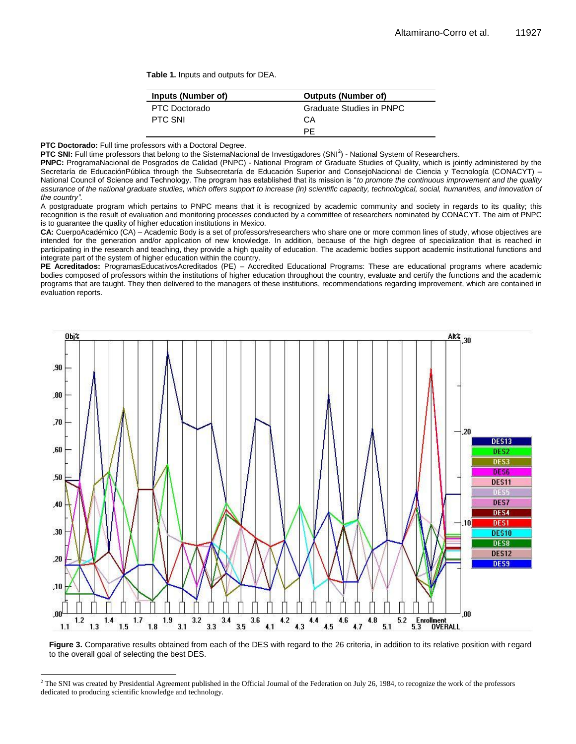**Table 1.** Inputs and outputs for DEA.

| Inputs (Number of) | Outputs (Number of) |
| --- | --- |
| PTC Doctorado | Graduate Studies in PNPC |
| PTC SNI | CA |
|  | PE |

**PTC Doctorado:** Full time professors with a Doctoral Degree.

**PTC SNI:** Full time professors that belong to the SistemaNacional de Investigadores (SNI[2]) - National System of Researchers.

**PNPC:** ProgramaNacional de Posgrados de Calidad (PNPC) - National Program of Graduate Studies of Quality, which is jointly administered by the Secretaría de EducaciónPública through the Subsecretaría de Educación Superior and ConsejoNacional de Ciencia y Tecnología (CONACYT) – National Council of Science and Technology. The program has established that its mission is "*to promote the continuous improvement and the quality assurance of the national graduate studies, which offers support to increase (in) scientific capacity, technological, social, humanities, and innovation of the country".*

A postgraduate program which pertains to PNPC means that it is recognized by academic community and society in regards to its quality; this recognition is the result of evaluation and monitoring processes conducted by a committee of researchers nominated by CONACYT. The aim of PNPC is to guarantee the quality of higher education institutions in Mexico.

**CA:** CuerpoAcadémico (CA) – Academic Body is a set of professors/researchers who share one or more common lines of study, whose objectives are intended for the generation and/or application of new knowledge. In addition, because of the high degree of specialization that is reached in participating in the research and teaching, they provide a high quality of education. The academic bodies support academic institutional functions and integrate part of the system of higher education within the country.

**PE Acreditados:** ProgramasEducativosAcreditados (PE) – Accredited Educational Programs: These are educational programs where academic bodies composed of professors within the institutions of higher education throughout the country, evaluate and certify the functions and the academic programs that are taught. They then delivered to the managers of these institutions, recommendations regarding improvement, which are contained in evaluation reports.

**Figure 3.** Comparative results obtained from each of the DES with regard to the 26 criteria, in addition to its relative position with regard to the overall goal of selecting the best DES.

[2] The SNI was created by Presidential Agreement published in the Official Journal of the Federation on July 26, 1984, to recognize the work of the professors dedicated to producing scientific knowledge and technology.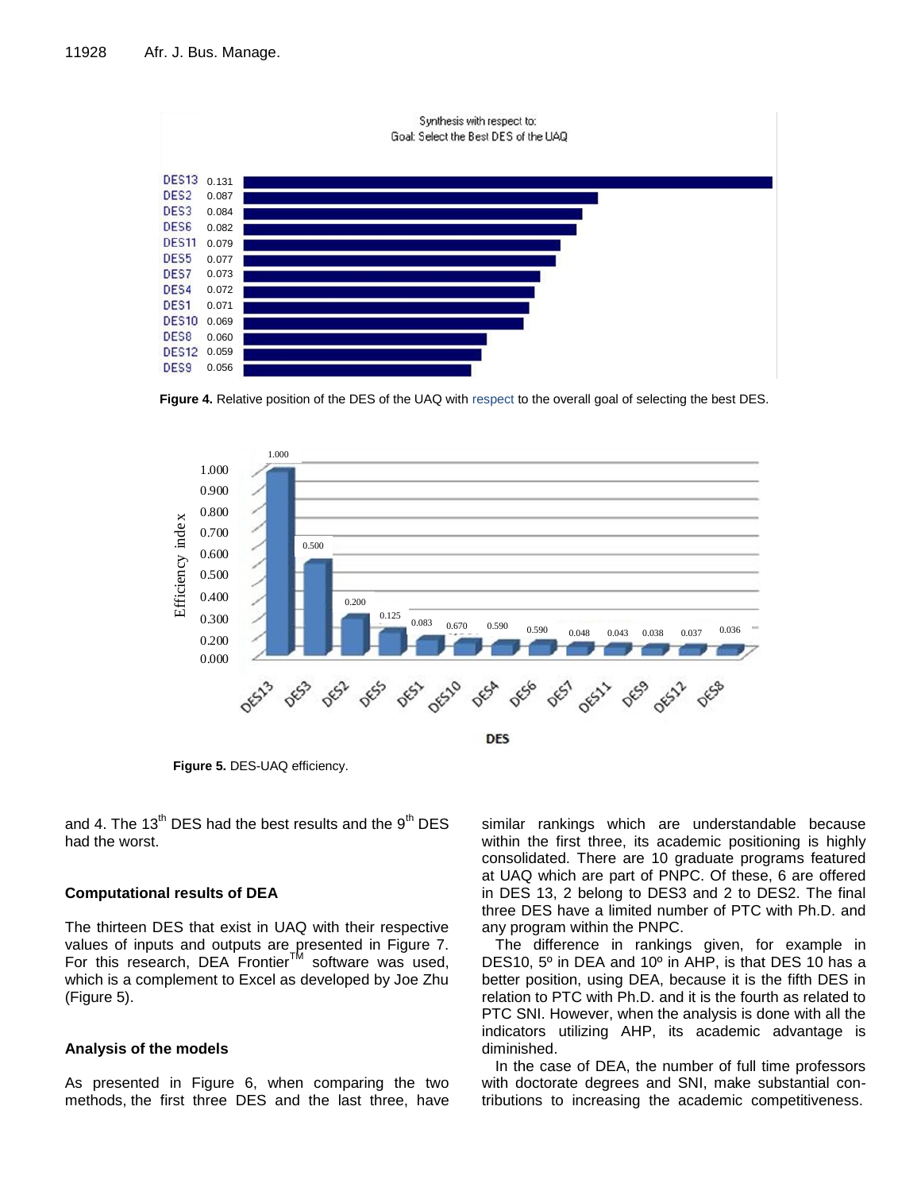**Figure 4.** Relative position of the DES of the UAQ with respect to the overall goal of selecting the best DES.

**Figure 5.** DES-UAQ efficiency.

and 4. The 13th DES had the best results and the 9th DES had the worst.

### Computational results of DEA

The thirteen DES that exist in UAQ with their respective values of inputs and outputs are presented in Figure 7. For this research, DEA Frontier™ software was used, which is a complement to Excel as developed by Joe Zhu (Figure 5).

### Analysis of the models

As presented in Figure 6, when comparing the two methods, the first three DES and the last three, have similar rankings which are understandable because within the first three, its academic positioning is highly consolidated. There are 10 graduate programs featured at UAQ which are part of PNPC. Of these, 6 are offered in DES 13, 2 belong to DES3 and 2 to DES2. The final three DES have a limited number of PTC with Ph.D. and any program within the PNPC.

The difference in rankings given, for example in DES10, 5º in DEA and 10º in AHP, is that DES 10 has a better position, using DEA, because it is the fifth DES in relation to PTC with Ph.D. and it is the fourth as related to PTC SNI. However, when the analysis is done with all the indicators utilizing AHP, its academic advantage is diminished.

In the case of DEA, the number of full time professors with doctorate degrees and SNI, make substantial contributions to increasing the academic competitiveness.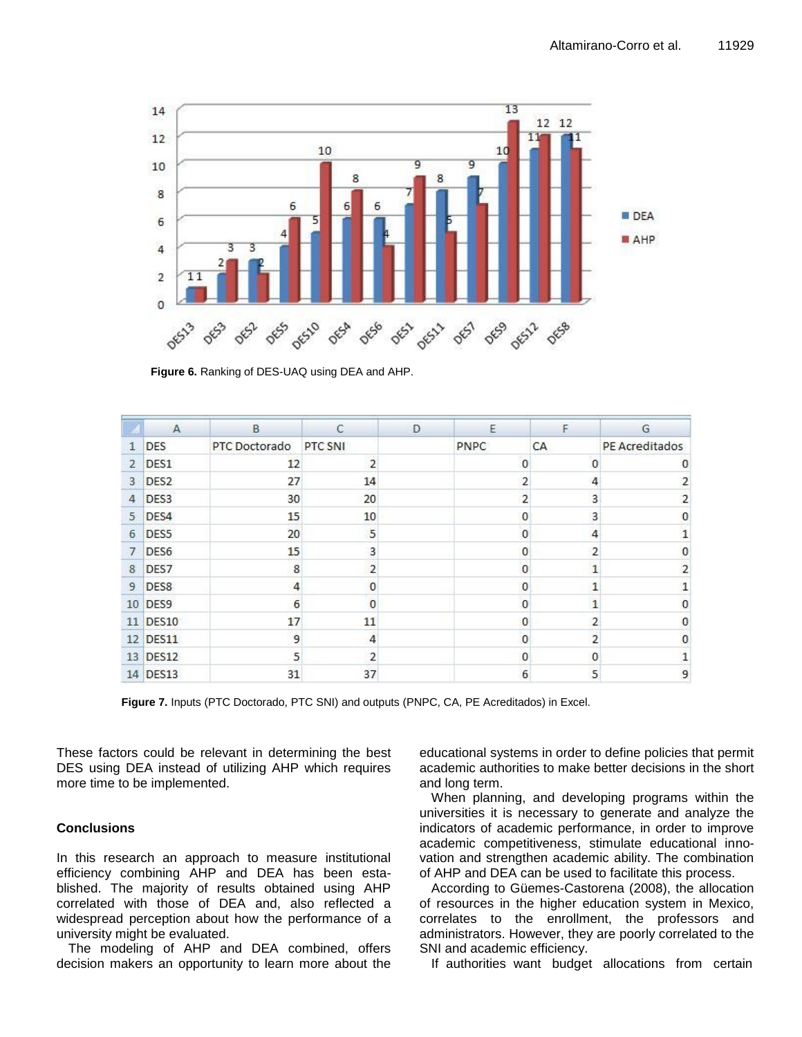Figure 6. Ranking of DES-UAQ using DEA and AHP.

| | A | B | C | D | E | F | G |
|---|---|---|---|---|---|---|---|
| 1 | DES | PTC Doctorado | PTC SNI | | PNPC | CA | PE Acreditados |
| 2 | DES1 | 12 | 2 | | 0 | 0 | 0 |
| 3 | DES2 | 27 | 14 | | 2 | 4 | 2 |
| 4 | DES3 | 30 | 20 | | 2 | 3 | 2 |
| 5 | DES4 | 15 | 10 | | 0 | 3 | 0 |
| 6 | DES5 | 20 | 5 | | 0 | 4 | 1 |
| 7 | DES6 | 15 | 3 | | 0 | 2 | 0 |
| 8 | DES7 | 8 | 2 | | 0 | 1 | 2 |
| 9 | DES8 | 4 | 0 | | 0 | 1 | 1 |
| 10 | DES9 | 6 | 0 | | 0 | 1 | 0 |
| 11 | DES10 | 17 | 11 | | 0 | 2 | 0 |
| 12 | DES11 | 9 | 4 | | 0 | 2 | 0 |
| 13 | DES12 | 5 | 2 | | 0 | 0 | 1 |
| 14 | DES13 | 31 | 37 | | 6 | 5 | 9 |

**Figure 7.** Inputs (PTC Doctorado, PTC SNI) and outputs (PNPC, CA, PE Acreditados) in Excel.

These factors could be relevant in determining the best DES using DEA instead of utilizing AHP which requires more time to be implemented.

## Conclusions

In this research an approach to measure institutional efficiency combining AHP and DEA has been established. The majority of results obtained using AHP correlated with those of DEA and, also reflected a widespread perception about how the performance of a university might be evaluated.

The modeling of AHP and DEA combined, offers decision makers an opportunity to learn more about the educational systems in order to define policies that permit academic authorities to make better decisions in the short and long term.

When planning, and developing programs within the universities it is necessary to generate and analyze the indicators of academic performance, in order to improve academic competitiveness, stimulate educational innovation and strengthen academic ability. The combination of AHP and DEA can be used to facilitate this process.

According to Güemes-Castorena (2008), the allocation of resources in the higher education system in Mexico, correlates to the enrollment, the professors and administrators. However, they are poorly correlated to the SNI and academic efficiency.

If authorities want budget allocations from certain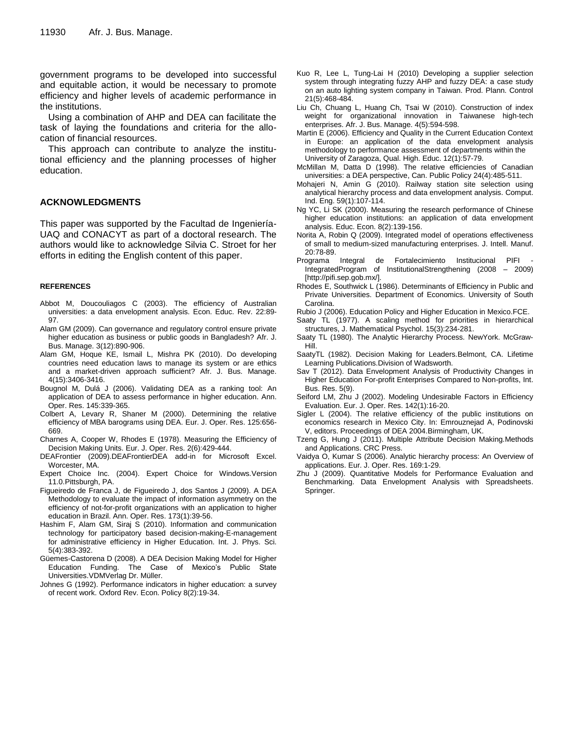government programs to be developed into successful and equitable action, it would be necessary to promote efficiency and higher levels of academic performance in the institutions.

Using a combination of AHP and DEA can facilitate the task of laying the foundations and criteria for the allocation of financial resources.

This approach can contribute to analyze the institutional efficiency and the planning processes of higher education.

## ACKNOWLEDGMENTS

This paper was supported by the Facultad de Ingeniería-UAQ and CONACYT as part of a doctoral research. The authors would like to acknowledge Silvia C. Stroet for her efforts in editing the English content of this paper.

## REFERENCES

Abbot M, Doucouliagos C (2003). The efficiency of Australian universities: a data envelopment analysis. Econ. Educ. Rev. 22:89-97.

Alam GM (2009). Can governance and regulatory control ensure private higher education as business or public goods in Bangladesh? Afr. J. Bus. Manage. 3(12):890-906.

Alam GM, Hoque KE, Ismail L, Mishra PK (2010). Do developing countries need education laws to manage its system or are ethics and a market-driven approach sufficient? Afr. J. Bus. Manage. 4(15):3406-3416.

Bougnol M, Dulá J (2006). Validating DEA as a ranking tool: An application of DEA to assess performance in higher education. Ann. Oper. Res. 145:339-365.

Colbert A, Levary R, Shaner M (2000). Determining the relative efficiency of MBA barograms using DEA. Eur. J. Oper. Res. 125:656-669.

Charnes A, Cooper W, Rhodes E (1978). Measuring the Efficiency of Decision Making Units. Eur. J. Oper. Res. 2(6):429-444.

DEAFrontier (2009).DEAFrontierDEA add-in for Microsoft Excel. Worcester, MA.

Expert Choice Inc. (2004). Expert Choice for Windows.Version 11.0.Pittsburgh, PA.

Figueiredo de Franca J, de Figueiredo J, dos Santos J (2009). A DEA Methodology to evaluate the impact of information asymmetry on the efficiency of not-for-profit organizations with an application to higher education in Brazil. Ann. Oper. Res. 173(1):39-56.

Hashim F, Alam GM, Siraj S (2010). Information and communication technology for participatory based decision-making-E-management for administrative efficiency in Higher Education. Int. J. Phys. Sci. 5(4):383-392.

Güemes-Castorena D (2008). A DEA Decision Making Model for Higher Education Funding. The Case of Mexico's Public State Universities.VDMVerlag Dr. Müller.

Johnes G (1992). Performance indicators in higher education: a survey of recent work. Oxford Rev. Econ. Policy 8(2):19-34.

Kuo R, Lee L, Tung-Lai H (2010) Developing a supplier selection system through integrating fuzzy AHP and fuzzy DEA: a case study on an auto lighting system company in Taiwan. Prod. Plann. Control 21(5):468-484.

Liu Ch, Chuang L, Huang Ch, Tsai W (2010). Construction of index weight for organizational innovation in Taiwanese high-tech enterprises. Afr. J. Bus. Manage. 4(5):594-598.

Martin E (2006). Efficiency and Quality in the Current Education Context in Europe: an application of the data envelopment analysis methodology to performance assessment of departments within the University of Zaragoza, Qual. High. Educ. 12(1):57-79.

McMillan M, Datta D (1998). The relative efficiencies of Canadian universities: a DEA perspective, Can. Public Policy 24(4):485-511.

Mohajeri N, Amin G (2010). Railway station site selection using analytical hierarchy process and data envelopment analysis. Comput. Ind. Eng. 59(1):107-114.

Ng YC, Li SK (2000). Measuring the research performance of Chinese higher education institutions: an application of data envelopment analysis. Educ. Econ. 8(2):139-156.

Norita A, Robin Q (2009). Integrated model of operations effectiveness of small to medium-sized manufacturing enterprises. J. Intell. Manuf. 20:78-89.

Programa Integral de Fortalecimiento Institucional PIFI - IntegratedProgram of InstitutionalStrengthening (2008 – 2009) [http://pifi.sep.gob.mx/].

Rhodes E, Southwick L (1986). Determinants of Efficiency in Public and Private Universities. Department of Economics. University of South Carolina.

Rubio J (2006). Education Policy and Higher Education in Mexico.FCE.

Saaty TL (1977). A scaling method for priorities in hierarchical structures, J. Mathematical Psychol. 15(3):234-281.

Saaty TL (1980). The Analytic Hierarchy Process. NewYork. McGraw-Hill.

SaatyTL (1982). Decision Making for Leaders.Belmont, CA. Lifetime Learning Publications.Division of Wadsworth.

Sav T (2012). Data Envelopment Analysis of Productivity Changes in Higher Education For-profit Enterprises Compared to Non-profits, Int. Bus. Res. 5(9).

Seiford LM, Zhu J (2002). Modeling Undesirable Factors in Efficiency Evaluation. Eur. J. Oper. Res. 142(1):16-20.

Sigler L (2004). The relative efficiency of the public institutions on economics research in Mexico City. In: Emrouznejad A, Podinovski V, editors. Proceedings of DEA 2004.Birmingham, UK.

Tzeng G, Hung J (2011). Multiple Attribute Decision Making.Methods and Applications. CRC Press.

Vaidya O, Kumar S (2006). Analytic hierarchy process: An Overview of applications. Eur. J. Oper. Res. 169:1-29.

Zhu J (2009). Quantitative Models for Performance Evaluation and Benchmarking. Data Envelopment Analysis with Spreadsheets. Springer.